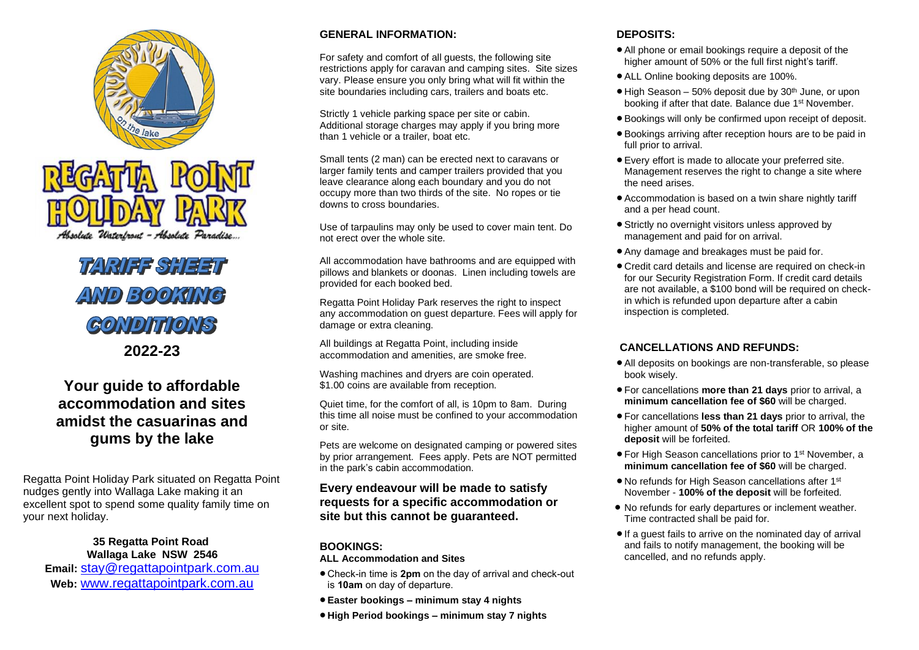# REGATTA POINT HOLIDAY PARK

*Absolute Waterfront – Absolute Paradise...*

## TARIFF SHEET AND BOOKING CONDITIONS

## 2022-23

## Your guide to affordable accommodation and sites amidst the casuarinas and gums by the lake

Regatta Point Holiday Park situated on Regatta Point nudges gently into Wallaga Lake making it an excellent spot to spend some quality family time on your next holiday.

**35 Regatta Point Road**
**Wallaga Lake NSW 2546**
**Email:** stay@regattapointpark.com.au
**Web:** www.regattapointpark.com.au

### GENERAL INFORMATION:

For safety and comfort of all guests, the following site restrictions apply for caravan and camping sites. Site sizes vary. Please ensure you only bring what will fit within the site boundaries including cars, trailers and boats etc.

Strictly 1 vehicle parking space per site or cabin. Additional storage charges may apply if you bring more than 1 vehicle or a trailer, boat etc.

Small tents (2 man) can be erected next to caravans or larger family tents and camper trailers provided that you leave clearance along each boundary and you do not occupy more than two thirds of the site. No ropes or tie downs to cross boundaries.

Use of tarpaulins may only be used to cover main tent. Do not erect over the whole site.

All accommodation have bathrooms and are equipped with pillows and blankets or doonas. Linen including towels are provided for each booked bed.

Regatta Point Holiday Park reserves the right to inspect any accommodation on guest departure. Fees will apply for damage or extra cleaning.

All buildings at Regatta Point, including inside accommodation and amenities, are smoke free.

Washing machines and dryers are coin operated. $1.00 coins are available from reception.

Quiet time, for the comfort of all, is 10pm to 8am. During this time all noise must be confined to your accommodation or site.

Pets are welcome on designated camping or powered sites by prior arrangement. Fees apply. Pets are NOT permitted in the park's cabin accommodation.

**Every endeavour will be made to satisfy requests for a specific accommodation or site but this cannot be guaranteed.**

### BOOKINGS:

**ALL Accommodation and Sites**

- Check-in time is **2pm** on the day of arrival and check-out is **10am** on day of departure.
- **Easter bookings – minimum stay 4 nights**
- **High Period bookings – minimum stay 7 nights**

### DEPOSITS:

- All phone or email bookings require a deposit of the higher amount of 50% or the full first night's tariff.
- ALL Online booking deposits are 100%.
- High Season – 50% deposit due by 30th June, or upon booking if after that date. Balance due 1st November.
- Bookings will only be confirmed upon receipt of deposit.
- Bookings arriving after reception hours are to be paid in full prior to arrival.
- Every effort is made to allocate your preferred site. Management reserves the right to change a site where the need arises.
- Accommodation is based on a twin share nightly tariff and a per head count.
- Strictly no overnight visitors unless approved by management and paid for on arrival.
- Any damage and breakages must be paid for.
- Credit card details and license are required on check-in for our Security Registration Form. If credit card details are not available, a $100 bond will be required on check-in which is refunded upon departure after a cabin inspection is completed.

### CANCELLATIONS AND REFUNDS:

- All deposits on bookings are non-transferable, so please book wisely.
- For cancellations **more than 21 days** prior to arrival, a **minimum cancellation fee of $60** will be charged.
- For cancellations **less than 21 days** prior to arrival, the higher amount of **50% of the total tariff** OR **100% of the deposit** will be forfeited.
- For High Season cancellations prior to 1st November, a **minimum cancellation fee of $60** will be charged.
- No refunds for High Season cancellations after 1st November - **100% of the deposit** will be forfeited.
- No refunds for early departures or inclement weather. Time contracted shall be paid for.
- If a guest fails to arrive on the nominated day of arrival and fails to notify management, the booking will be cancelled, and no refunds apply.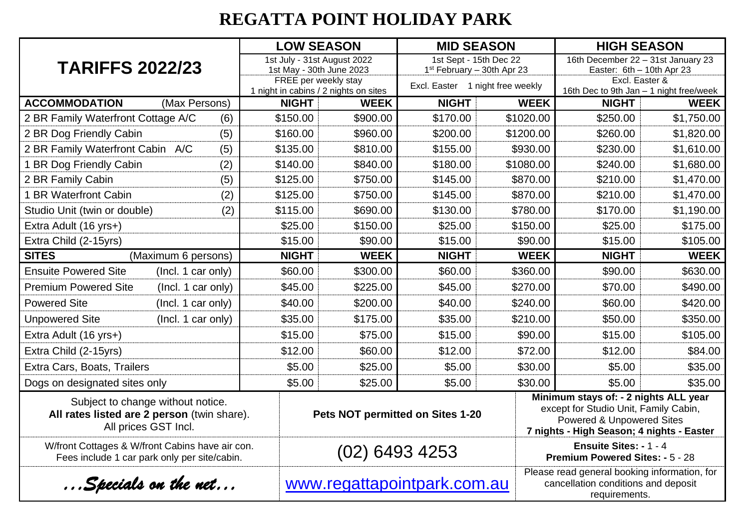# REGATTA POINT HOLIDAY PARK

| TARIFFS 2022/23 | LOW SEASON<br>1st July - 31st August 2022<br>1st May - 30th June 2023<br>FREE per weekly stay<br>1 night in cabins / 2 nights on sites | | MID SEASON<br>1st Sept - 15th Dec 22<br>1st February – 30th Apr 23<br>Excl. Easter 1 night free weekly | | HIGH SEASON<br>16th December 22 – 31st January 23<br>Easter: 6th – 10th Apr 23<br>Excl. Easter &<br>16th Dec to 9th Jan – 1 night free/week | |
|---|---|---|---|---|---|---|
| **ACCOMMODATION** (Max Persons) | **NIGHT** | **WEEK** | **NIGHT** | **WEEK** | **NIGHT** | **WEEK** |
| 2 BR Family Waterfront Cottage A/C (6) | $150.00 | $900.00 | $170.00 | $1020.00 | $250.00 | $1,750.00 |
| 2 BR Dog Friendly Cabin (5) | $160.00 | $960.00 | $200.00 | $1200.00 | $260.00 | $1,820.00 |
| 2 BR Family Waterfront Cabin A/C (5) | $135.00 | $810.00 | $155.00 | $930.00 | $230.00 | $1,610.00 |
| 1 BR Dog Friendly Cabin (2) | $140.00 | $840.00 | $180.00 | $1080.00 | $240.00 | $1,680.00 |
| 2 BR Family Cabin (5) | $125.00 | $750.00 | $145.00 | $870.00 | $210.00 | $1,470.00 |
| 1 BR Waterfront Cabin (2) | $125.00 | $750.00 | $145.00 | $870.00 | $210.00 | $1,470.00 |
| Studio Unit (twin or double) (2) | $115.00 | $690.00 | $130.00 | $780.00 | $170.00 | $1,190.00 |
| Extra Adult (16 yrs+) | $25.00 | $150.00 | $25.00 | $150.00 | $25.00 | $175.00 |
| Extra Child (2-15yrs) | $15.00 | $90.00 | $15.00 | $90.00 | $15.00 | $105.00 |
| **SITES** (Maximum 6 persons) | **NIGHT** | **WEEK** | **NIGHT** | **WEEK** | **NIGHT** | **WEEK** |
| Ensuite Powered Site (Incl. 1 car only) | $60.00 | $300.00 | $60.00 | $360.00 | $90.00 | $630.00 |
| Premium Powered Site (Incl. 1 car only) | $45.00 | $225.00 | $45.00 | $270.00 | $70.00 | $490.00 |
| Powered Site (Incl. 1 car only) | $40.00 | $200.00 | $40.00 | $240.00 | $60.00 | $420.00 |
| Unpowered Site (Incl. 1 car only) | $35.00 | $175.00 | $35.00 | $210.00 | $50.00 | $350.00 |
| Extra Adult (16 yrs+) | $15.00 | $75.00 | $15.00 | $90.00 | $15.00 | $105.00 |
| Extra Child (2-15yrs) | $12.00 | $60.00 | $12.00 | $72.00 | $12.00 | $84.00 |
| Extra Cars, Boats, Trailers | $5.00 | $25.00 | $5.00 | $30.00 | $5.00 | $35.00 |
| Dogs on designated sites only | $5.00 | $25.00 | $5.00 | $30.00 | $5.00 | $35.00 |

Subject to change without notice.
**All rates listed are 2 person** (twin share).
All prices GST Incl.

**Pets NOT permitted on Sites 1-20**

**Minimum stays of: - 2 nights ALL year** except for Studio Unit, Family Cabin, Powered & Unpowered Sites
**7 nights - High Season; 4 nights - Easter**

W/front Cottages & W/front Cabins have air con.
Fees include 1 car park only per site/cabin.

(02) 6493 4253

**Ensuite Sites: -** 1 - 4
**Premium Powered Sites: -** 5 - 28

*...Specials on the net...*

www.regattapointpark.com.au

Please read general booking information, for cancellation conditions and deposit requirements.